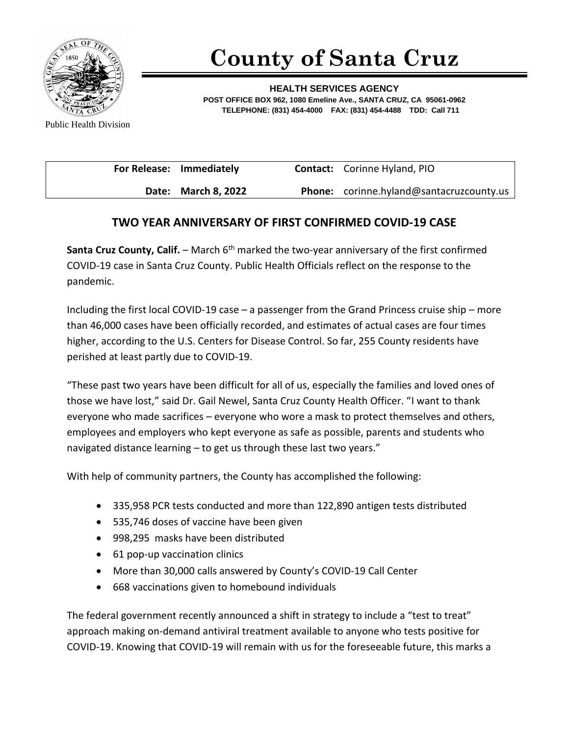Public Health Division

# County of Santa Cruz

**HEALTH SERVICES AGENCY**
**POST OFFICE BOX 962, 1080 Emeline Ave., SANTA CRUZ, CA 95061-0962**
**TELEPHONE: (831) 454-4000 FAX: (831) 454-4488 TDD: Call 711**

| | | | |
|---|---|---|---|
| **For Release:** | **Immediately** | **Contact:** | Corinne Hyland, PIO |
| **Date:** | **March 8, 2022** | **Phone:** | corinne.hyland@santacruzcounty.us |

## TWO YEAR ANNIVERSARY OF FIRST CONFIRMED COVID-19 CASE

**Santa Cruz County, Calif.** – March 6th marked the two-year anniversary of the first confirmed COVID-19 case in Santa Cruz County. Public Health Officials reflect on the response to the pandemic.

Including the first local COVID-19 case – a passenger from the Grand Princess cruise ship – more than 46,000 cases have been officially recorded, and estimates of actual cases are four times higher, according to the U.S. Centers for Disease Control. So far, 255 County residents have perished at least partly due to COVID-19.

"These past two years have been difficult for all of us, especially the families and loved ones of those we have lost," said Dr. Gail Newel, Santa Cruz County Health Officer. "I want to thank everyone who made sacrifices – everyone who wore a mask to protect themselves and others, employees and employers who kept everyone as safe as possible, parents and students who navigated distance learning – to get us through these last two years."

With help of community partners, the County has accomplished the following:

- 335,958 PCR tests conducted and more than 122,890 antigen tests distributed
- 535,746 doses of vaccine have been given
- 998,295 masks have been distributed
- 61 pop-up vaccination clinics
- More than 30,000 calls answered by County's COVID-19 Call Center
- 668 vaccinations given to homebound individuals

The federal government recently announced a shift in strategy to include a "test to treat" approach making on-demand antiviral treatment available to anyone who tests positive for COVID-19. Knowing that COVID-19 will remain with us for the foreseeable future, this marks a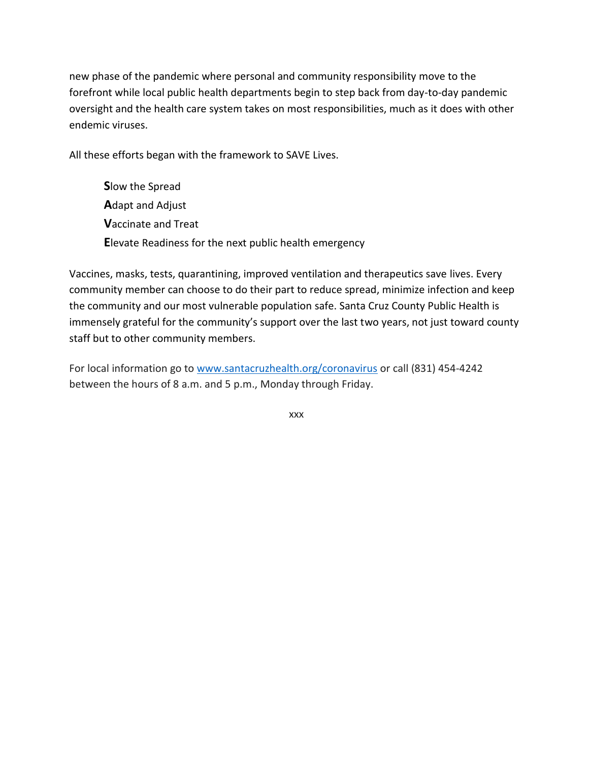new phase of the pandemic where personal and community responsibility move to the forefront while local public health departments begin to step back from day-to-day pandemic oversight and the health care system takes on most responsibilities, much as it does with other endemic viruses.

All these efforts began with the framework to SAVE Lives.

**S**low the Spread
**A**dapt and Adjust
**V**accinate and Treat
**E**levate Readiness for the next public health emergency

Vaccines, masks, tests, quarantining, improved ventilation and therapeutics save lives. Every community member can choose to do their part to reduce spread, minimize infection and keep the community and our most vulnerable population safe. Santa Cruz County Public Health is immensely grateful for the community's support over the last two years, not just toward county staff but to other community members.

For local information go to [www.santacruzhealth.org/coronavirus](www.santacruzhealth.org/coronavirus) or call (831) 454-4242 between the hours of 8 a.m. and 5 p.m., Monday through Friday.

xxx